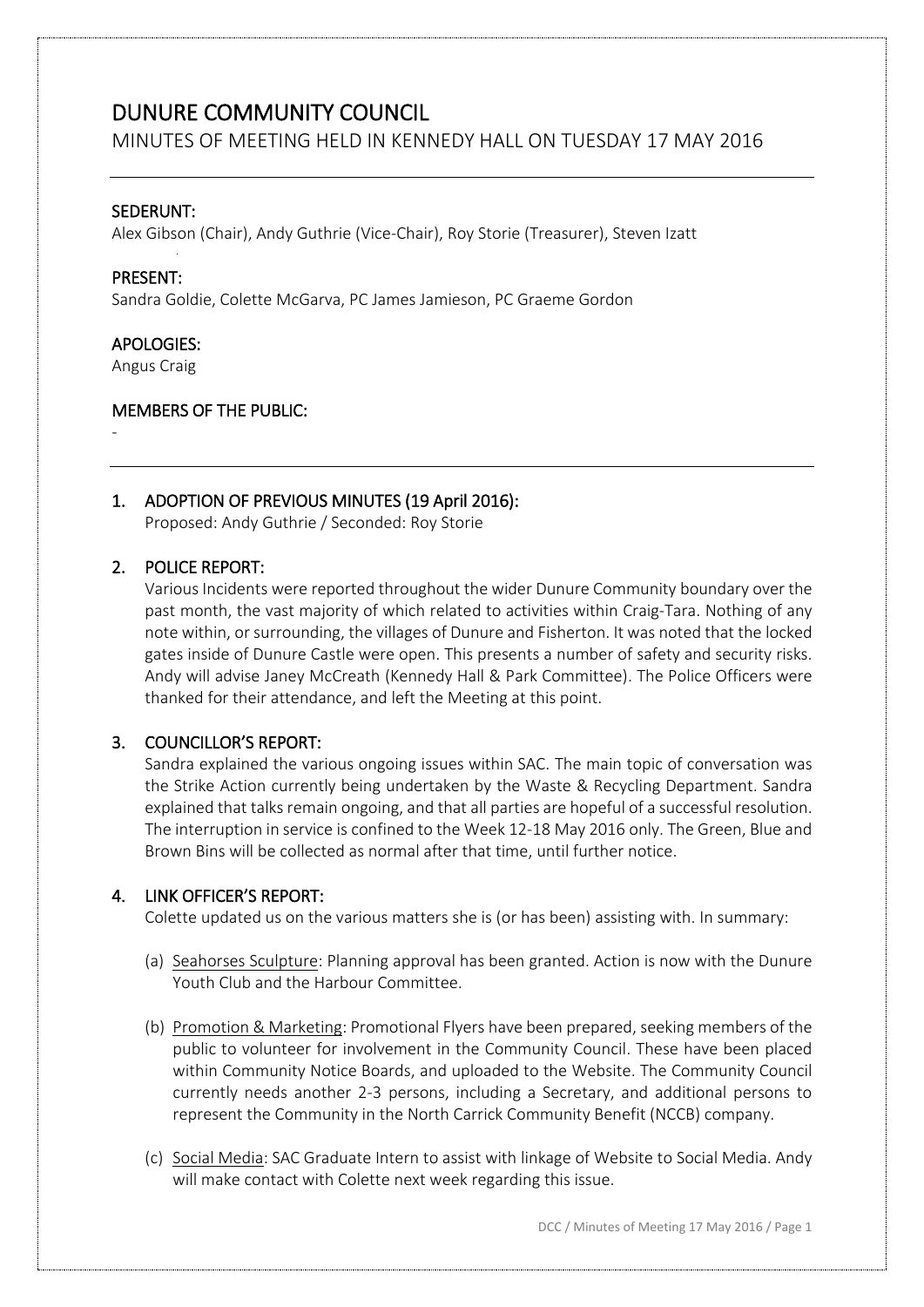# DUNURE COMMUNITY COUNCIL

## MINUTES OF MEETING HELD IN KENNEDY HALL ON TUESDAY 17 MAY 2016

**SEDERUNT:**
Alex Gibson (Chair), Andy Guthrie (Vice-Chair), Roy Storie (Treasurer), Steven Izatt

**PRESENT:**
Sandra Goldie, Colette McGarva, PC James Jamieson, PC Graeme Gordon

**APOLOGIES:**
Angus Craig

**MEMBERS OF THE PUBLIC:**
-

### 1. ADOPTION OF PREVIOUS MINUTES (19 April 2016):

Proposed: Andy Guthrie / Seconded: Roy Storie

### 2. POLICE REPORT:

Various Incidents were reported throughout the wider Dunure Community boundary over the past month, the vast majority of which related to activities within Craig-Tara. Nothing of any note within, or surrounding, the villages of Dunure and Fisherton. It was noted that the locked gates inside of Dunure Castle were open. This presents a number of safety and security risks. Andy will advise Janey McCreath (Kennedy Hall & Park Committee). The Police Officers were thanked for their attendance, and left the Meeting at this point.

### 3. COUNCILLOR'S REPORT:

Sandra explained the various ongoing issues within SAC. The main topic of conversation was the Strike Action currently being undertaken by the Waste & Recycling Department. Sandra explained that talks remain ongoing, and that all parties are hopeful of a successful resolution. The interruption in service is confined to the Week 12-18 May 2016 only. The Green, Blue and Brown Bins will be collected as normal after that time, until further notice.

### 4. LINK OFFICER'S REPORT:

Colette updated us on the various matters she is (or has been) assisting with. In summary:

(a) Seahorses Sculpture: Planning approval has been granted. Action is now with the Dunure Youth Club and the Harbour Committee.

(b) Promotion & Marketing: Promotional Flyers have been prepared, seeking members of the public to volunteer for involvement in the Community Council. These have been placed within Community Notice Boards, and uploaded to the Website. The Community Council currently needs another 2-3 persons, including a Secretary, and additional persons to represent the Community in the North Carrick Community Benefit (NCCB) company.

(c) Social Media: SAC Graduate Intern to assist with linkage of Website to Social Media. Andy will make contact with Colette next week regarding this issue.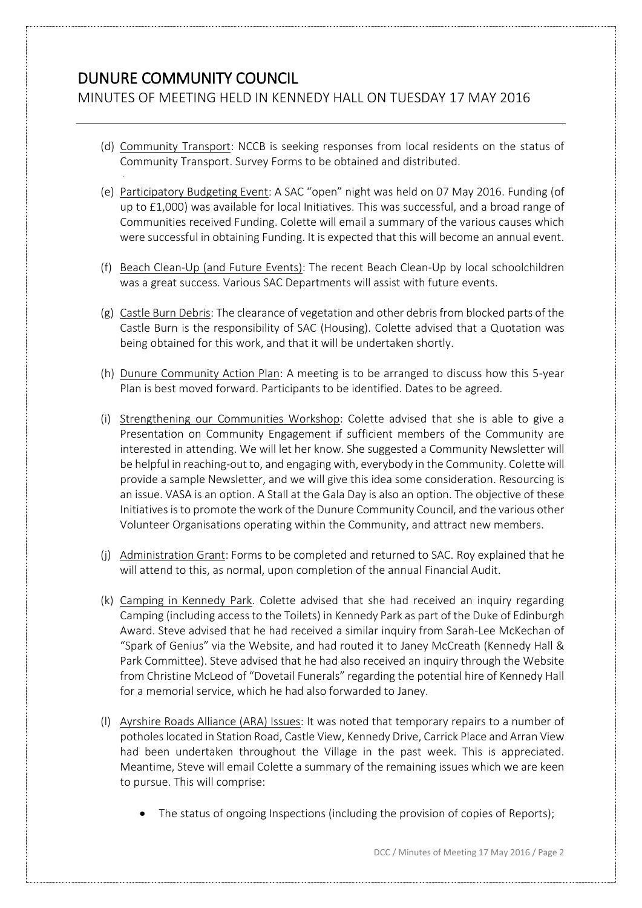# DUNURE COMMUNITY COUNCIL

## MINUTES OF MEETING HELD IN KENNEDY HALL ON TUESDAY 17 MAY 2016

(d) Community Transport: NCCB is seeking responses from local residents on the status of Community Transport. Survey Forms to be obtained and distributed.

(e) Participatory Budgeting Event: A SAC "open" night was held on 07 May 2016. Funding (of up to £1,000) was available for local Initiatives. This was successful, and a broad range of Communities received Funding. Colette will email a summary of the various causes which were successful in obtaining Funding. It is expected that this will become an annual event.

(f) Beach Clean-Up (and Future Events): The recent Beach Clean-Up by local schoolchildren was a great success. Various SAC Departments will assist with future events.

(g) Castle Burn Debris: The clearance of vegetation and other debris from blocked parts of the Castle Burn is the responsibility of SAC (Housing). Colette advised that a Quotation was being obtained for this work, and that it will be undertaken shortly.

(h) Dunure Community Action Plan: A meeting is to be arranged to discuss how this 5-year Plan is best moved forward. Participants to be identified. Dates to be agreed.

(i) Strengthening our Communities Workshop: Colette advised that she is able to give a Presentation on Community Engagement if sufficient members of the Community are interested in attending. We will let her know. She suggested a Community Newsletter will be helpful in reaching-out to, and engaging with, everybody in the Community. Colette will provide a sample Newsletter, and we will give this idea some consideration. Resourcing is an issue. VASA is an option. A Stall at the Gala Day is also an option. The objective of these Initiatives is to promote the work of the Dunure Community Council, and the various other Volunteer Organisations operating within the Community, and attract new members.

(j) Administration Grant: Forms to be completed and returned to SAC. Roy explained that he will attend to this, as normal, upon completion of the annual Financial Audit.

(k) Camping in Kennedy Park. Colette advised that she had received an inquiry regarding Camping (including access to the Toilets) in Kennedy Park as part of the Duke of Edinburgh Award. Steve advised that he had received a similar inquiry from Sarah-Lee McKechan of "Spark of Genius" via the Website, and had routed it to Janey McCreath (Kennedy Hall & Park Committee). Steve advised that he had also received an inquiry through the Website from Christine McLeod of "Dovetail Funerals" regarding the potential hire of Kennedy Hall for a memorial service, which he had also forwarded to Janey.

(l) Ayrshire Roads Alliance (ARA) Issues: It was noted that temporary repairs to a number of potholes located in Station Road, Castle View, Kennedy Drive, Carrick Place and Arran View had been undertaken throughout the Village in the past week. This is appreciated. Meantime, Steve will email Colette a summary of the remaining issues which we are keen to pursue. This will comprise:

- The status of ongoing Inspections (including the provision of copies of Reports);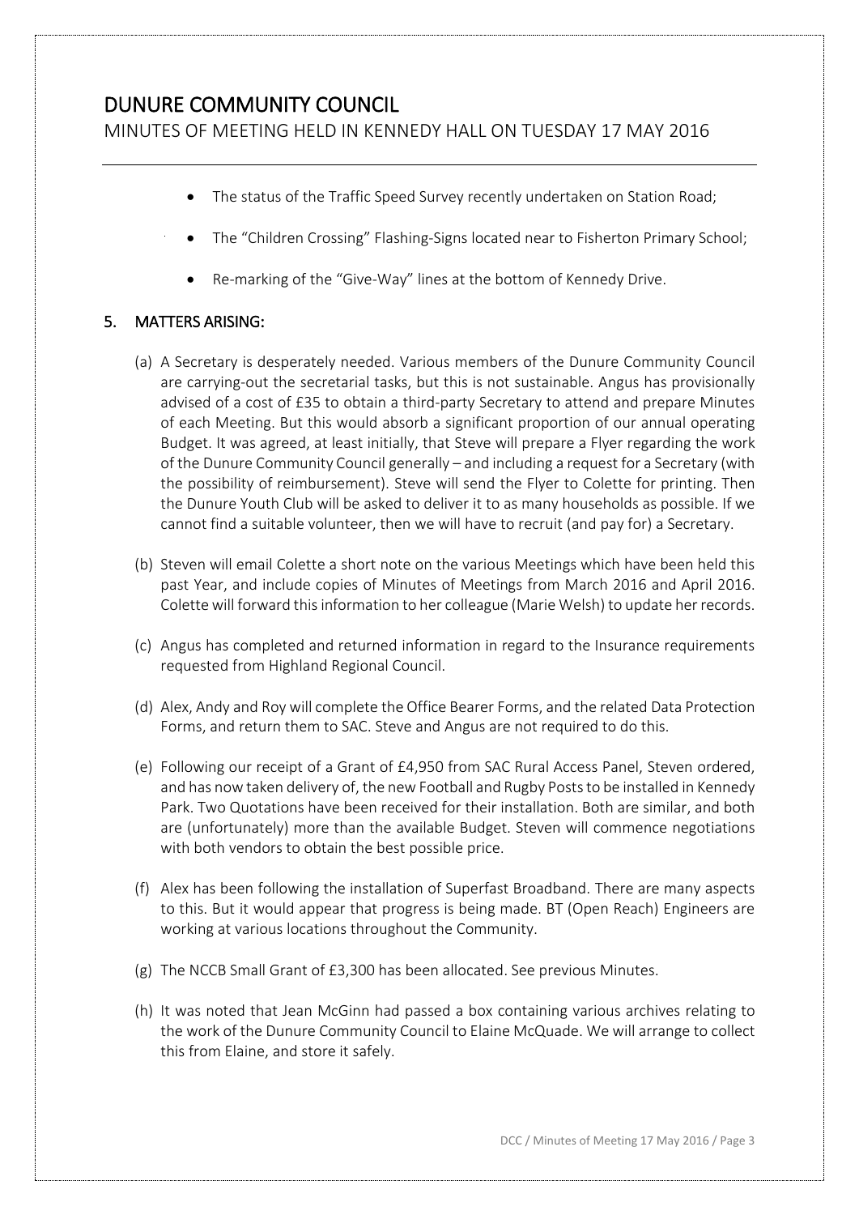- The status of the Traffic Speed Survey recently undertaken on Station Road;
- The "Children Crossing" Flashing-Signs located near to Fisherton Primary School;
- Re-marking of the "Give-Way" lines at the bottom of Kennedy Drive.

## 5. MATTERS ARISING:

(a) A Secretary is desperately needed. Various members of the Dunure Community Council are carrying-out the secretarial tasks, but this is not sustainable. Angus has provisionally advised of a cost of £35 to obtain a third-party Secretary to attend and prepare Minutes of each Meeting. But this would absorb a significant proportion of our annual operating Budget. It was agreed, at least initially, that Steve will prepare a Flyer regarding the work of the Dunure Community Council generally – and including a request for a Secretary (with the possibility of reimbursement). Steve will send the Flyer to Colette for printing. Then the Dunure Youth Club will be asked to deliver it to as many households as possible. If we cannot find a suitable volunteer, then we will have to recruit (and pay for) a Secretary.

(b) Steven will email Colette a short note on the various Meetings which have been held this past Year, and include copies of Minutes of Meetings from March 2016 and April 2016. Colette will forward this information to her colleague (Marie Welsh) to update her records.

(c) Angus has completed and returned information in regard to the Insurance requirements requested from Highland Regional Council.

(d) Alex, Andy and Roy will complete the Office Bearer Forms, and the related Data Protection Forms, and return them to SAC. Steve and Angus are not required to do this.

(e) Following our receipt of a Grant of £4,950 from SAC Rural Access Panel, Steven ordered, and has now taken delivery of, the new Football and Rugby Posts to be installed in Kennedy Park. Two Quotations have been received for their installation. Both are similar, and both are (unfortunately) more than the available Budget. Steven will commence negotiations with both vendors to obtain the best possible price.

(f) Alex has been following the installation of Superfast Broadband. There are many aspects to this. But it would appear that progress is being made. BT (Open Reach) Engineers are working at various locations throughout the Community.

(g) The NCCB Small Grant of £3,300 has been allocated. See previous Minutes.

(h) It was noted that Jean McGinn had passed a box containing various archives relating to the work of the Dunure Community Council to Elaine McQuade. We will arrange to collect this from Elaine, and store it safely.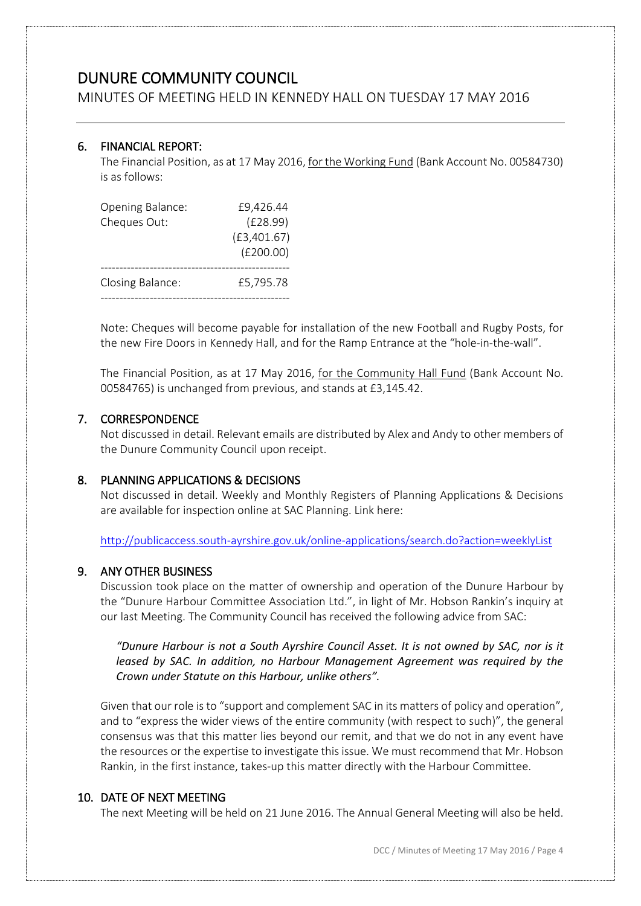# DUNURE COMMUNITY COUNCIL

MINUTES OF MEETING HELD IN KENNEDY HALL ON TUESDAY 17 MAY 2016

## 6. FINANCIAL REPORT:

The Financial Position, as at 17 May 2016, <u>for the Working Fund</u> (Bank Account No. 00584730) is as follows:

| | |
|---|---|
| Opening Balance: | £9,426.44 |
| Cheques Out: | (£28.99) |
| | (£3,401.67) |
| | (£200.00) |
| Closing Balance: | £5,795.78 |

Note: Cheques will become payable for installation of the new Football and Rugby Posts, for the new Fire Doors in Kennedy Hall, and for the Ramp Entrance at the "hole-in-the-wall".

The Financial Position, as at 17 May 2016, <u>for the Community Hall Fund</u> (Bank Account No. 00584765) is unchanged from previous, and stands at £3,145.42.

## 7. CORRESPONDENCE

Not discussed in detail. Relevant emails are distributed by Alex and Andy to other members of the Dunure Community Council upon receipt.

## 8. PLANNING APPLICATIONS & DECISIONS

Not discussed in detail. Weekly and Monthly Registers of Planning Applications & Decisions are available for inspection online at SAC Planning. Link here:

http://publicaccess.south-ayrshire.gov.uk/online-applications/search.do?action=weeklyList

## 9. ANY OTHER BUSINESS

Discussion took place on the matter of ownership and operation of the Dunure Harbour by the "Dunure Harbour Committee Association Ltd.", in light of Mr. Hobson Rankin's inquiry at our last Meeting. The Community Council has received the following advice from SAC:

> *"Dunure Harbour is not a South Ayrshire Council Asset. It is not owned by SAC, nor is it leased by SAC. In addition, no Harbour Management Agreement was required by the Crown under Statute on this Harbour, unlike others".*

Given that our role is to "support and complement SAC in its matters of policy and operation", and to "express the wider views of the entire community (with respect to such)", the general consensus was that this matter lies beyond our remit, and that we do not in any event have the resources or the expertise to investigate this issue. We must recommend that Mr. Hobson Rankin, in the first instance, takes-up this matter directly with the Harbour Committee.

## 10. DATE OF NEXT MEETING

The next Meeting will be held on 21 June 2016. The Annual General Meeting will also be held.